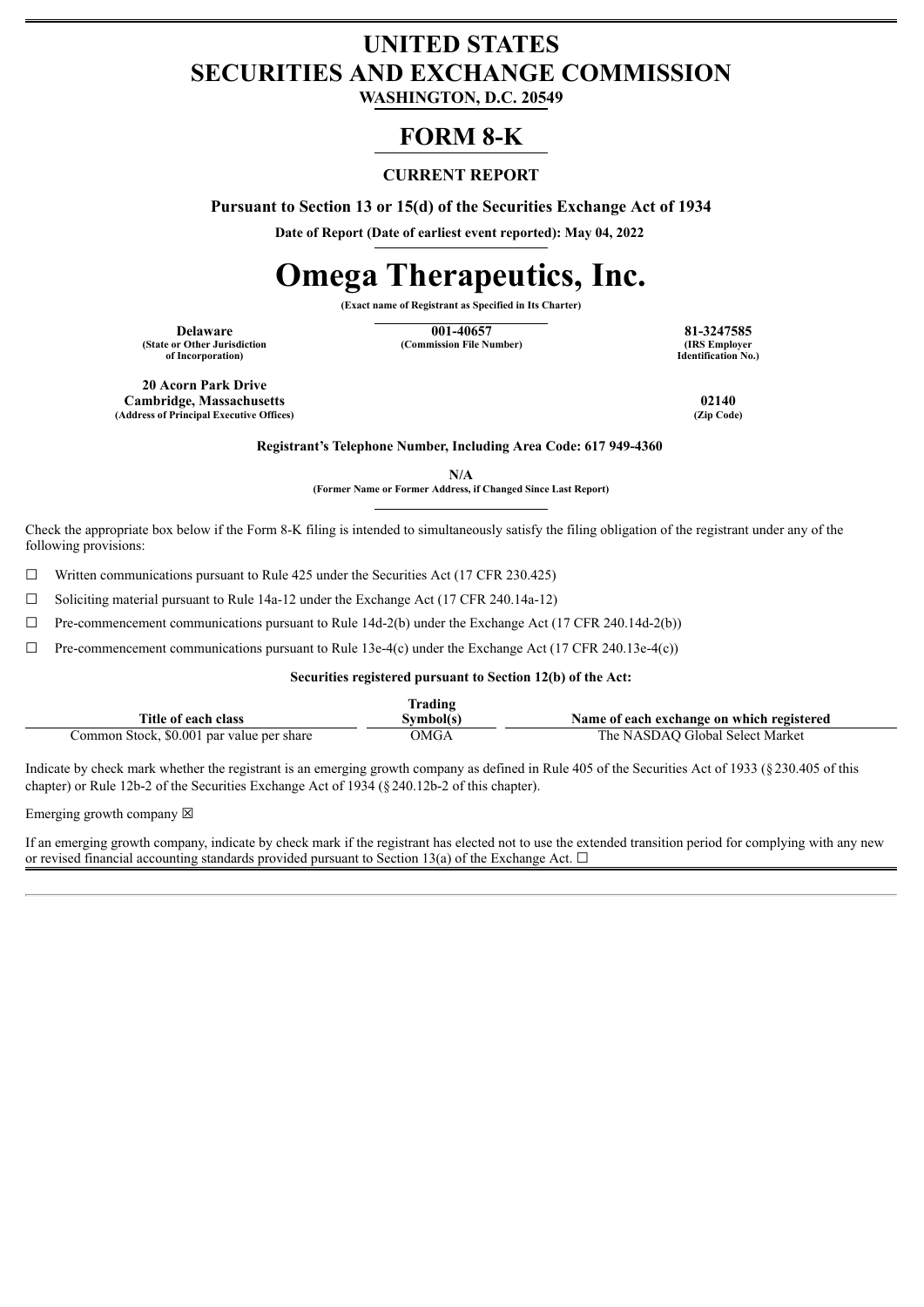# UNITED STATES
# SECURITIES AND EXCHANGE COMMISSION
**WASHINGTON, D.C. 20549**

# FORM 8-K

**CURRENT REPORT**

**Pursuant to Section 13 or 15(d) of the Securities Exchange Act of 1934**

**Date of Report (Date of earliest event reported): May 04, 2022**

# Omega Therapeutics, Inc.

**(Exact name of Registrant as Specified in Its Charter)**

| Delaware | 001-40657 | 81-3247585 |
|---|---|---|
| (State or Other Jurisdiction of Incorporation) | (Commission File Number) | (IRS Employer Identification No.) |

| 20 Acorn Park Drive Cambridge, Massachusetts | 02140 |
|---|---|
| (Address of Principal Executive Offices) | (Zip Code) |

**Registrant's Telephone Number, Including Area Code: 617 949-4360**

**N/A**
**(Former Name or Former Address, if Changed Since Last Report)**

Check the appropriate box below if the Form 8-K filing is intended to simultaneously satisfy the filing obligation of the registrant under any of the following provisions:

☐ Written communications pursuant to Rule 425 under the Securities Act (17 CFR 230.425)

☐ Soliciting material pursuant to Rule 14a-12 under the Exchange Act (17 CFR 240.14a-12)

☐ Pre-commencement communications pursuant to Rule 14d-2(b) under the Exchange Act (17 CFR 240.14d-2(b))

☐ Pre-commencement communications pursuant to Rule 13e-4(c) under the Exchange Act (17 CFR 240.13e-4(c))

**Securities registered pursuant to Section 12(b) of the Act:**

| Title of each class | Trading Symbol(s) | Name of each exchange on which registered |
|---|---|---|
| Common Stock, $0.001 par value per share | OMGA | The NASDAQ Global Select Market |

Indicate by check mark whether the registrant is an emerging growth company as defined in Rule 405 of the Securities Act of 1933 (§230.405 of this chapter) or Rule 12b-2 of the Securities Exchange Act of 1934 (§240.12b-2 of this chapter).

Emerging growth company ☒

If an emerging growth company, indicate by check mark if the registrant has elected not to use the extended transition period for complying with any new or revised financial accounting standards provided pursuant to Section 13(a) of the Exchange Act. ☐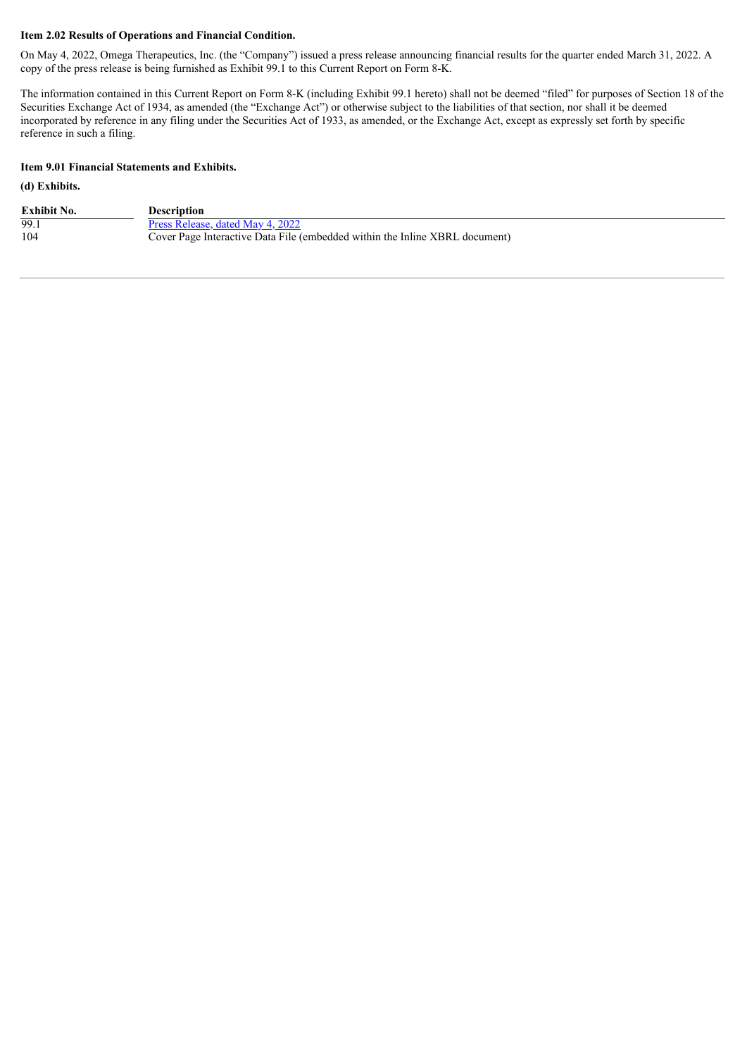**Item 2.02 Results of Operations and Financial Condition.**

On May 4, 2022, Omega Therapeutics, Inc. (the "Company") issued a press release announcing financial results for the quarter ended March 31, 2022. A copy of the press release is being furnished as Exhibit 99.1 to this Current Report on Form 8-K.

The information contained in this Current Report on Form 8-K (including Exhibit 99.1 hereto) shall not be deemed "filed" for purposes of Section 18 of the Securities Exchange Act of 1934, as amended (the "Exchange Act") or otherwise subject to the liabilities of that section, nor shall it be deemed incorporated by reference in any filing under the Securities Act of 1933, as amended, or the Exchange Act, except as expressly set forth by specific reference in such a filing.

**Item 9.01 Financial Statements and Exhibits.**

**(d) Exhibits.**

| Exhibit No. | Description |
|---|---|
| 99.1 | Press Release, dated May 4, 2022 |
| 104 | Cover Page Interactive Data File (embedded within the Inline XBRL document) |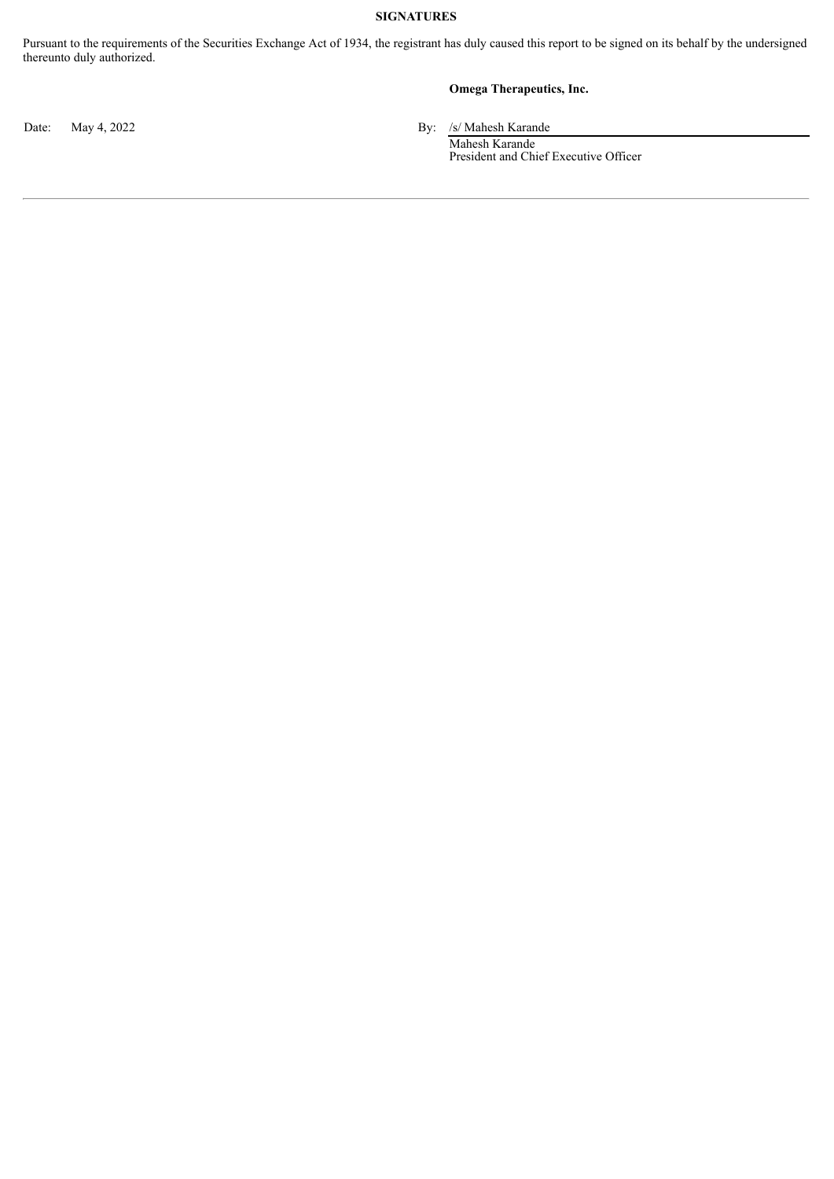**SIGNATURES**

Pursuant to the requirements of the Securities Exchange Act of 1934, the registrant has duly caused this report to be signed on its behalf by the undersigned thereunto duly authorized.

**Omega Therapeutics, Inc.**

| | |
|---|---|
| Date: May 4, 2022 | By: /s/ Mahesh Karande |
| | Mahesh Karande |
| | President and Chief Executive Officer |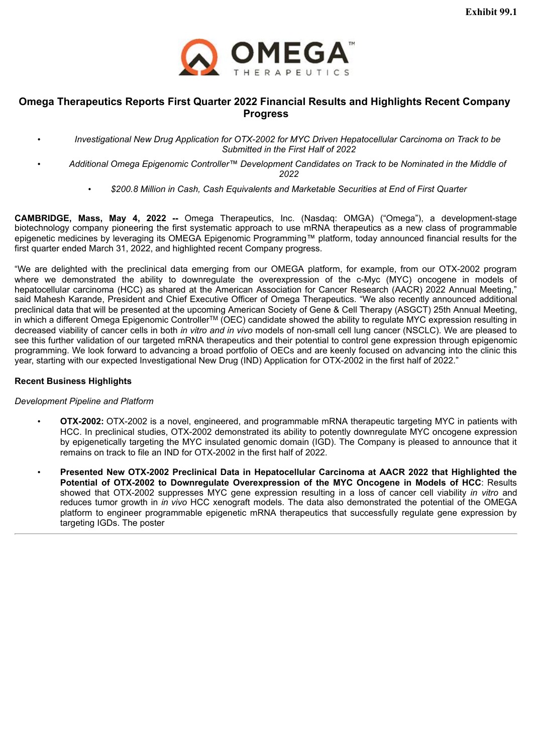**Exhibit 99.1**

# Omega Therapeutics Reports First Quarter 2022 Financial Results and Highlights Recent Company Progress

- *Investigational New Drug Application for OTX-2002 for MYC Driven Hepatocellular Carcinoma on Track to be Submitted in the First Half of 2022*
- *Additional Omega Epigenomic Controller™ Development Candidates on Track to be Nominated in the Middle of 2022*
- *$200.8 Million in Cash, Cash Equivalents and Marketable Securities at End of First Quarter*

**CAMBRIDGE, Mass, May 4, 2022 --** Omega Therapeutics, Inc. (Nasdaq: OMGA) ("Omega"), a development-stage biotechnology company pioneering the first systematic approach to use mRNA therapeutics as a new class of programmable epigenetic medicines by leveraging its OMEGA Epigenomic Programming™ platform, today announced financial results for the first quarter ended March 31, 2022, and highlighted recent Company progress.

"We are delighted with the preclinical data emerging from our OMEGA platform, for example, from our OTX-2002 program where we demonstrated the ability to downregulate the overexpression of the c-Myc (MYC) oncogene in models of hepatocellular carcinoma (HCC) as shared at the American Association for Cancer Research (AACR) 2022 Annual Meeting," said Mahesh Karande, President and Chief Executive Officer of Omega Therapeutics. "We also recently announced additional preclinical data that will be presented at the upcoming American Society of Gene & Cell Therapy (ASGCT) 25th Annual Meeting, in which a different Omega Epigenomic Controller™ (OEC) candidate showed the ability to regulate MYC expression resulting in decreased viability of cancer cells in both *in vitro and in vivo* models of non-small cell lung cancer (NSCLC). We are pleased to see this further validation of our targeted mRNA therapeutics and their potential to control gene expression through epigenomic programming. We look forward to advancing a broad portfolio of OECs and are keenly focused on advancing into the clinic this year, starting with our expected Investigational New Drug (IND) Application for OTX-2002 in the first half of 2022."

### Recent Business Highlights

*Development Pipeline and Platform*

- **OTX-2002:** OTX-2002 is a novel, engineered, and programmable mRNA therapeutic targeting MYC in patients with HCC. In preclinical studies, OTX-2002 demonstrated its ability to potently downregulate MYC oncogene expression by epigenetically targeting the MYC insulated genomic domain (IGD). The Company is pleased to announce that it remains on track to file an IND for OTX-2002 in the first half of 2022.
- **Presented New OTX-2002 Preclinical Data in Hepatocellular Carcinoma at AACR 2022 that Highlighted the Potential of OTX-2002 to Downregulate Overexpression of the MYC Oncogene in Models of HCC**: Results showed that OTX-2002 suppresses MYC gene expression resulting in a loss of cancer cell viability *in vitro* and reduces tumor growth in *in vivo* HCC xenograft models. The data also demonstrated the potential of the OMEGA platform to engineer programmable epigenetic mRNA therapeutics that successfully regulate gene expression by targeting IGDs. The poster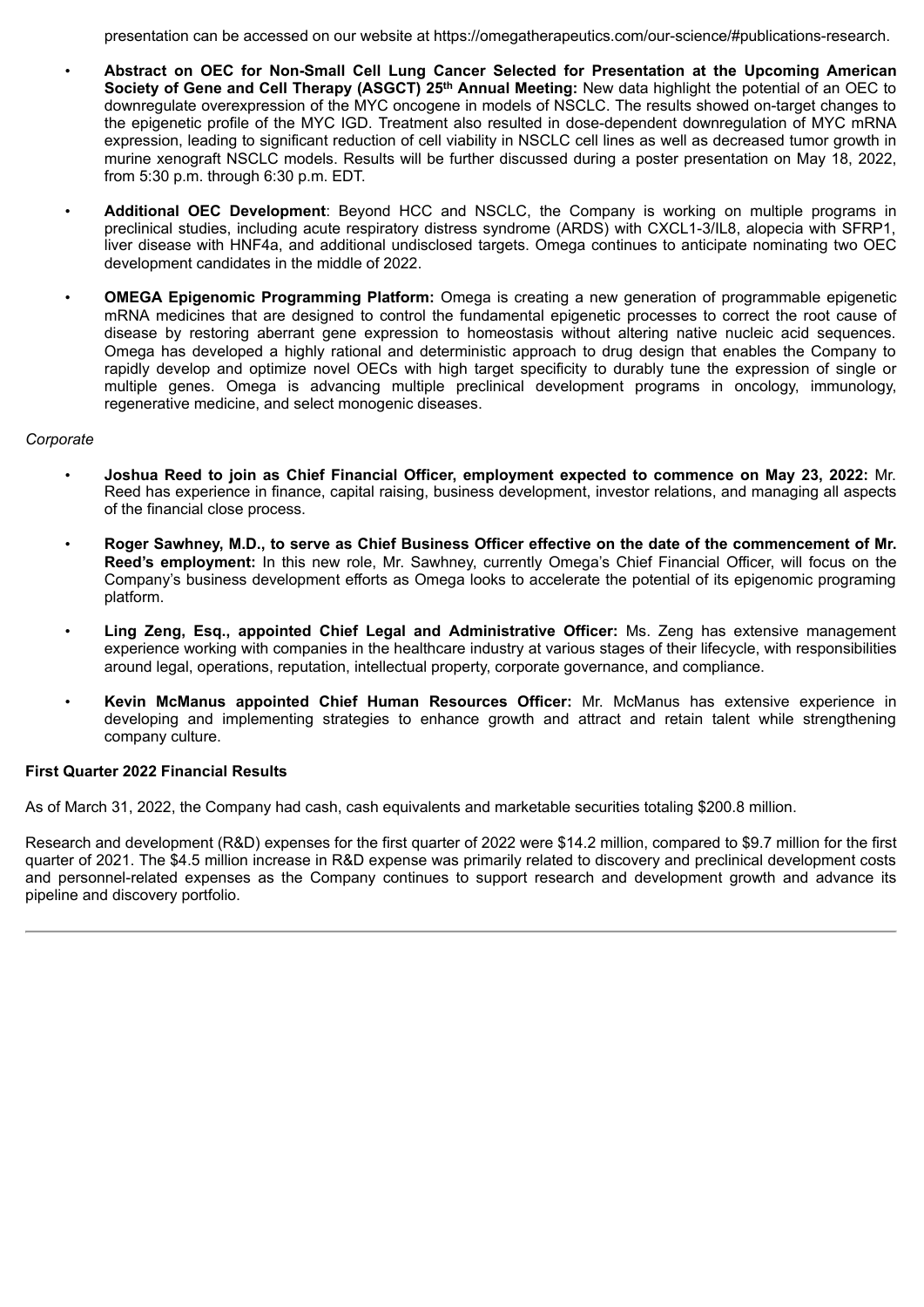presentation can be accessed on our website at https://omegatherapeutics.com/our-science/#publications-research.

- **Abstract on OEC for Non-Small Cell Lung Cancer Selected for Presentation at the Upcoming American Society of Gene and Cell Therapy (ASGCT) 25th Annual Meeting:** New data highlight the potential of an OEC to downregulate overexpression of the MYC oncogene in models of NSCLC. The results showed on-target changes to the epigenetic profile of the MYC IGD. Treatment also resulted in dose-dependent downregulation of MYC mRNA expression, leading to significant reduction of cell viability in NSCLC cell lines as well as decreased tumor growth in murine xenograft NSCLC models. Results will be further discussed during a poster presentation on May 18, 2022, from 5:30 p.m. through 6:30 p.m. EDT.
- **Additional OEC Development**: Beyond HCC and NSCLC, the Company is working on multiple programs in preclinical studies, including acute respiratory distress syndrome (ARDS) with CXCL1-3/IL8, alopecia with SFRP1, liver disease with HNF4a, and additional undisclosed targets. Omega continues to anticipate nominating two OEC development candidates in the middle of 2022.
- **OMEGA Epigenomic Programming Platform:** Omega is creating a new generation of programmable epigenetic mRNA medicines that are designed to control the fundamental epigenetic processes to correct the root cause of disease by restoring aberrant gene expression to homeostasis without altering native nucleic acid sequences. Omega has developed a highly rational and deterministic approach to drug design that enables the Company to rapidly develop and optimize novel OECs with high target specificity to durably tune the expression of single or multiple genes. Omega is advancing multiple preclinical development programs in oncology, immunology, regenerative medicine, and select monogenic diseases.

*Corporate*

- **Joshua Reed to join as Chief Financial Officer, employment expected to commence on May 23, 2022:** Mr. Reed has experience in finance, capital raising, business development, investor relations, and managing all aspects of the financial close process.
- **Roger Sawhney, M.D., to serve as Chief Business Officer effective on the date of the commencement of Mr. Reed's employment:** In this new role, Mr. Sawhney, currently Omega's Chief Financial Officer, will focus on the Company's business development efforts as Omega looks to accelerate the potential of its epigenomic programing platform.
- **Ling Zeng, Esq., appointed Chief Legal and Administrative Officer:** Ms. Zeng has extensive management experience working with companies in the healthcare industry at various stages of their lifecycle, with responsibilities around legal, operations, reputation, intellectual property, corporate governance, and compliance.
- **Kevin McManus appointed Chief Human Resources Officer:** Mr. McManus has extensive experience in developing and implementing strategies to enhance growth and attract and retain talent while strengthening company culture.

**First Quarter 2022 Financial Results**

As of March 31, 2022, the Company had cash, cash equivalents and marketable securities totaling $200.8 million.

Research and development (R&D) expenses for the first quarter of 2022 were $14.2 million, compared to $9.7 million for the first quarter of 2021. The $4.5 million increase in R&D expense was primarily related to discovery and preclinical development costs and personnel-related expenses as the Company continues to support research and development growth and advance its pipeline and discovery portfolio.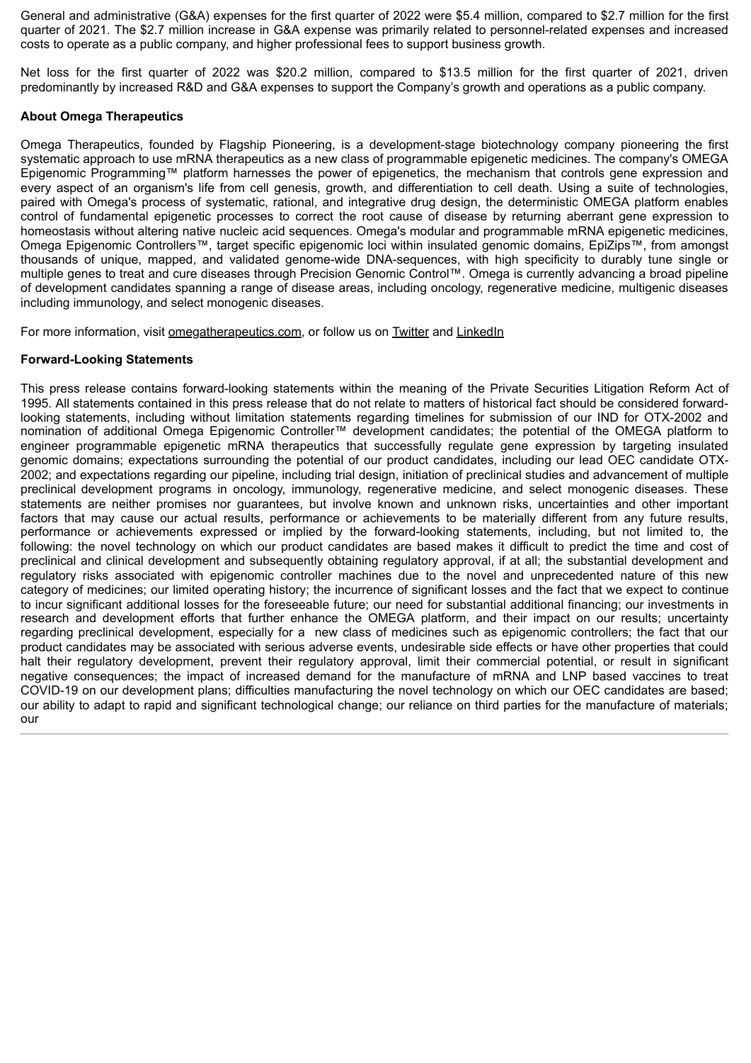General and administrative (G&A) expenses for the first quarter of 2022 were $5.4 million, compared to $2.7 million for the first quarter of 2021. The $2.7 million increase in G&A expense was primarily related to personnel-related expenses and increased costs to operate as a public company, and higher professional fees to support business growth.

Net loss for the first quarter of 2022 was $20.2 million, compared to $13.5 million for the first quarter of 2021, driven predominantly by increased R&D and G&A expenses to support the Company's growth and operations as a public company.

**About Omega Therapeutics**

Omega Therapeutics, founded by Flagship Pioneering, is a development-stage biotechnology company pioneering the first systematic approach to use mRNA therapeutics as a new class of programmable epigenetic medicines. The company's OMEGA Epigenomic Programming™ platform harnesses the power of epigenetics, the mechanism that controls gene expression and every aspect of an organism's life from cell genesis, growth, and differentiation to cell death. Using a suite of technologies, paired with Omega's process of systematic, rational, and integrative drug design, the deterministic OMEGA platform enables control of fundamental epigenetic processes to correct the root cause of disease by returning aberrant gene expression to homeostasis without altering native nucleic acid sequences. Omega's modular and programmable mRNA epigenetic medicines, Omega Epigenomic Controllers™, target specific epigenomic loci within insulated genomic domains, EpiZips™, from amongst thousands of unique, mapped, and validated genome-wide DNA-sequences, with high specificity to durably tune single or multiple genes to treat and cure diseases through Precision Genomic Control™. Omega is currently advancing a broad pipeline of development candidates spanning a range of disease areas, including oncology, regenerative medicine, multigenic diseases including immunology, and select monogenic diseases.

For more information, visit omegatherapeutics.com, or follow us on Twitter and LinkedIn

**Forward-Looking Statements**

This press release contains forward-looking statements within the meaning of the Private Securities Litigation Reform Act of 1995. All statements contained in this press release that do not relate to matters of historical fact should be considered forward-looking statements, including without limitation statements regarding timelines for submission of our IND for OTX-2002 and nomination of additional Omega Epigenomic Controller™ development candidates; the potential of the OMEGA platform to engineer programmable epigenetic mRNA therapeutics that successfully regulate gene expression by targeting insulated genomic domains; expectations surrounding the potential of our product candidates, including our lead OEC candidate OTX-2002; and expectations regarding our pipeline, including trial design, initiation of preclinical studies and advancement of multiple preclinical development programs in oncology, immunology, regenerative medicine, and select monogenic diseases. These statements are neither promises nor guarantees, but involve known and unknown risks, uncertainties and other important factors that may cause our actual results, performance or achievements to be materially different from any future results, performance or achievements expressed or implied by the forward-looking statements, including, but not limited to, the following: the novel technology on which our product candidates are based makes it difficult to predict the time and cost of preclinical and clinical development and subsequently obtaining regulatory approval, if at all; the substantial development and regulatory risks associated with epigenomic controller machines due to the novel and unprecedented nature of this new category of medicines; our limited operating history; the incurrence of significant losses and the fact that we expect to continue to incur significant additional losses for the foreseeable future; our need for substantial additional financing; our investments in research and development efforts that further enhance the OMEGA platform, and their impact on our results; uncertainty regarding preclinical development, especially for a new class of medicines such as epigenomic controllers; the fact that our product candidates may be associated with serious adverse events, undesirable side effects or have other properties that could halt their regulatory development, prevent their regulatory approval, limit their commercial potential, or result in significant negative consequences; the impact of increased demand for the manufacture of mRNA and LNP based vaccines to treat COVID-19 on our development plans; difficulties manufacturing the novel technology on which our OEC candidates are based; our ability to adapt to rapid and significant technological change; our reliance on third parties for the manufacture of materials; our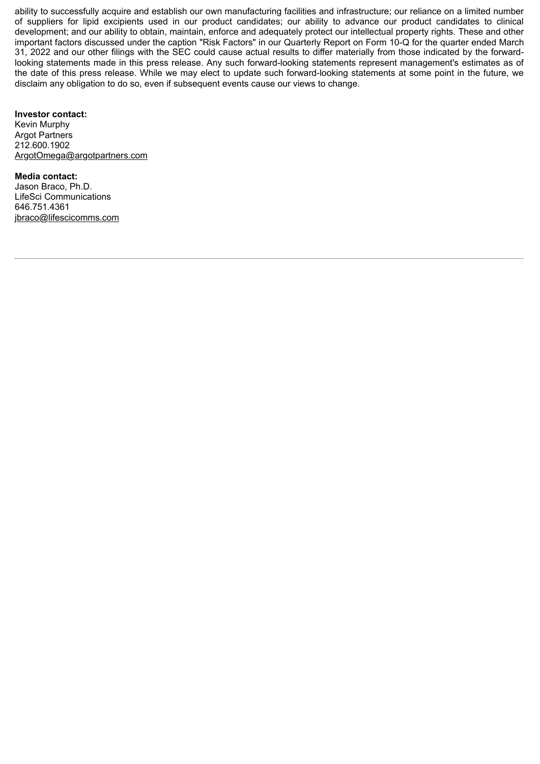ability to successfully acquire and establish our own manufacturing facilities and infrastructure; our reliance on a limited number of suppliers for lipid excipients used in our product candidates; our ability to advance our product candidates to clinical development; and our ability to obtain, maintain, enforce and adequately protect our intellectual property rights. These and other important factors discussed under the caption "Risk Factors" in our Quarterly Report on Form 10-Q for the quarter ended March 31, 2022 and our other filings with the SEC could cause actual results to differ materially from those indicated by the forward-looking statements made in this press release. Any such forward-looking statements represent management's estimates as of the date of this press release. While we may elect to update such forward-looking statements at some point in the future, we disclaim any obligation to do so, even if subsequent events cause our views to change.

**Investor contact:**
Kevin Murphy
Argot Partners
212.600.1902
ArgotOmega@argotpartners.com

**Media contact:**
Jason Braco, Ph.D.
LifeSci Communications
646.751.4361
jbraco@lifescicomms.com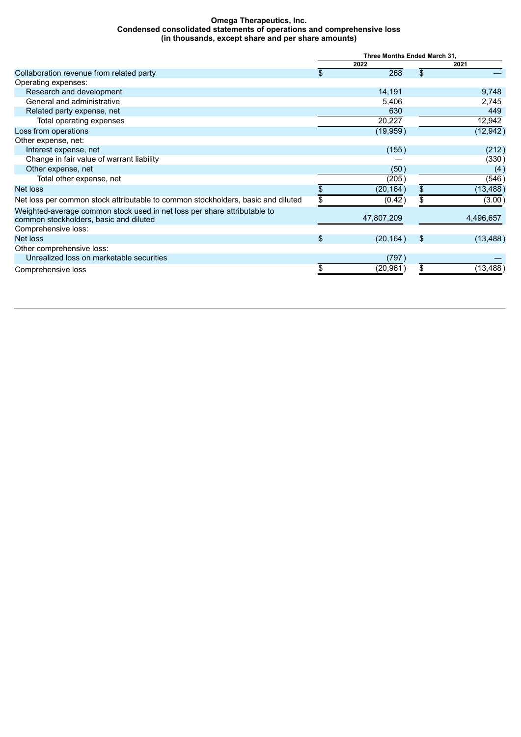**Omega Therapeutics, Inc.**
**Condensed consolidated statements of operations and comprehensive loss**
**(in thousands, except share and per share amounts)**

| | Three Months Ended March 31, | |
|---|---|---|
| | 2022 | 2021 |
| Collaboration revenue from related party | $ 268 | $ — |
| Operating expenses: | | |
| Research and development | 14,191 | 9,748 |
| General and administrative | 5,406 | 2,745 |
| Related party expense, net | 630 | 449 |
| Total operating expenses | 20,227 | 12,942 |
| Loss from operations | (19,959) | (12,942) |
| Other expense, net: | | |
| Interest expense, net | (155) | (212) |
| Change in fair value of warrant liability | — | (330) |
| Other expense, net | (50) | (4) |
| Total other expense, net | (205) | (546) |
| Net loss | $ (20,164) | $ (13,488) |
| Net loss per common stock attributable to common stockholders, basic and diluted | $ (0.42) | $ (3.00) |
| Weighted-average common stock used in net loss per share attributable to common stockholders, basic and diluted | 47,807,209 | 4,496,657 |
| Comprehensive loss: | | |
| Net loss | $ (20,164) | $ (13,488) |
| Other comprehensive loss: | | |
| Unrealized loss on marketable securities | (797) | — |
| Comprehensive loss | $ (20,961) | $ (13,488) |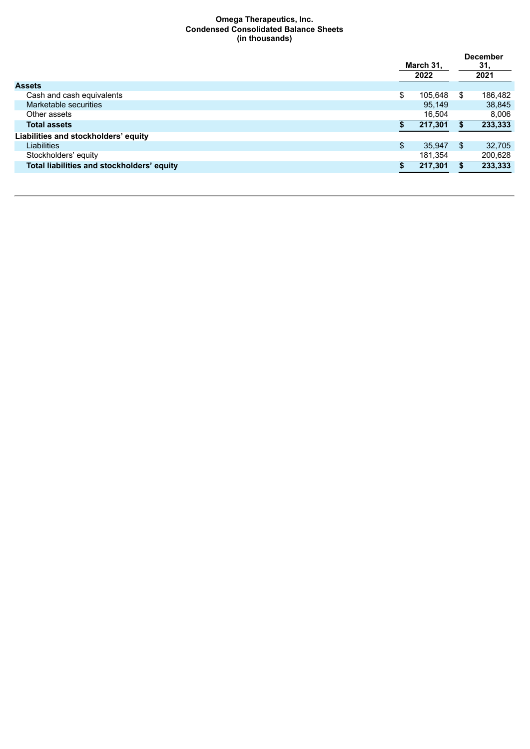**Omega Therapeutics, Inc.**
**Condensed Consolidated Balance Sheets**
**(in thousands)**

| | March 31, 2022 | December 31, 2021 |
|---|---|---|
| **Assets** | | |
| Cash and cash equivalents | $ 105,648 | $ 186,482 |
| Marketable securities | 95,149 | 38,845 |
| Other assets | 16,504 | 8,006 |
| **Total assets** | **$ 217,301** | **$ 233,333** |
| **Liabilities and stockholders' equity** | | |
| Liabilities | $ 35,947 | $ 32,705 |
| Stockholders' equity | 181,354 | 200,628 |
| **Total liabilities and stockholders' equity** | **$ 217,301** | **$ 233,333** |